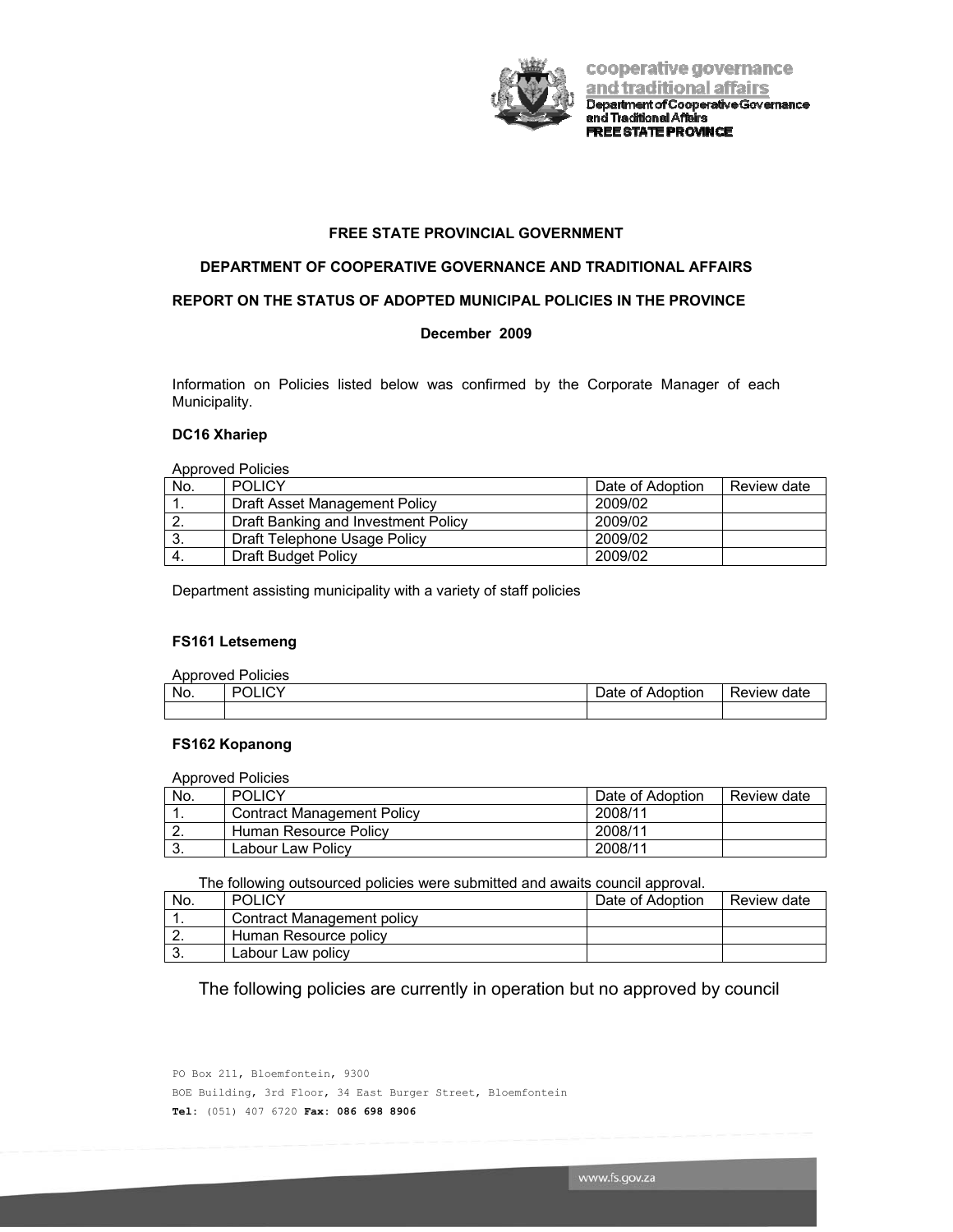# FREE STATE PROVINCIAL GOVERNMENT

## DEPARTMENT OF COOPERATIVE GOVERNANCE AND TRADITIONAL AFFAIRS

## REPORT ON THE STATUS OF ADOPTED MUNICIPAL POLICIES IN THE PROVINCE

**December 2009**

Information on Policies listed below was confirmed by the Corporate Manager of each Municipality.

### DC16 Xhariep

Approved Policies

| No. | POLICY | Date of Adoption | Review date |
|---|---|---|---|
| 1. | Draft Asset Management Policy | 2009/02 | |
| 2. | Draft Banking and Investment Policy | 2009/02 | |
| 3. | Draft Telephone Usage Policy | 2009/02 | |
| 4. | Draft Budget Policy | 2009/02 | |

Department assisting municipality with a variety of staff policies

### FS161 Letsemeng

Approved Policies

| No. | POLICY | Date of Adoption | Review date |
|---|---|---|---|
| | | | |

### FS162 Kopanong

Approved Policies

| No. | POLICY | Date of Adoption | Review date |
|---|---|---|---|
| 1. | Contract Management Policy | 2008/11 | |
| 2. | Human Resource Policy | 2008/11 | |
| 3. | Labour Law Policy | 2008/11 | |

The following outsourced policies were submitted and awaits council approval.

| No. | POLICY | Date of Adoption | Review date |
|---|---|---|---|
| 1. | Contract Management policy | | |
| 2. | Human Resource policy | | |
| 3. | Labour Law policy | | |

The following policies are currently in operation but no approved by council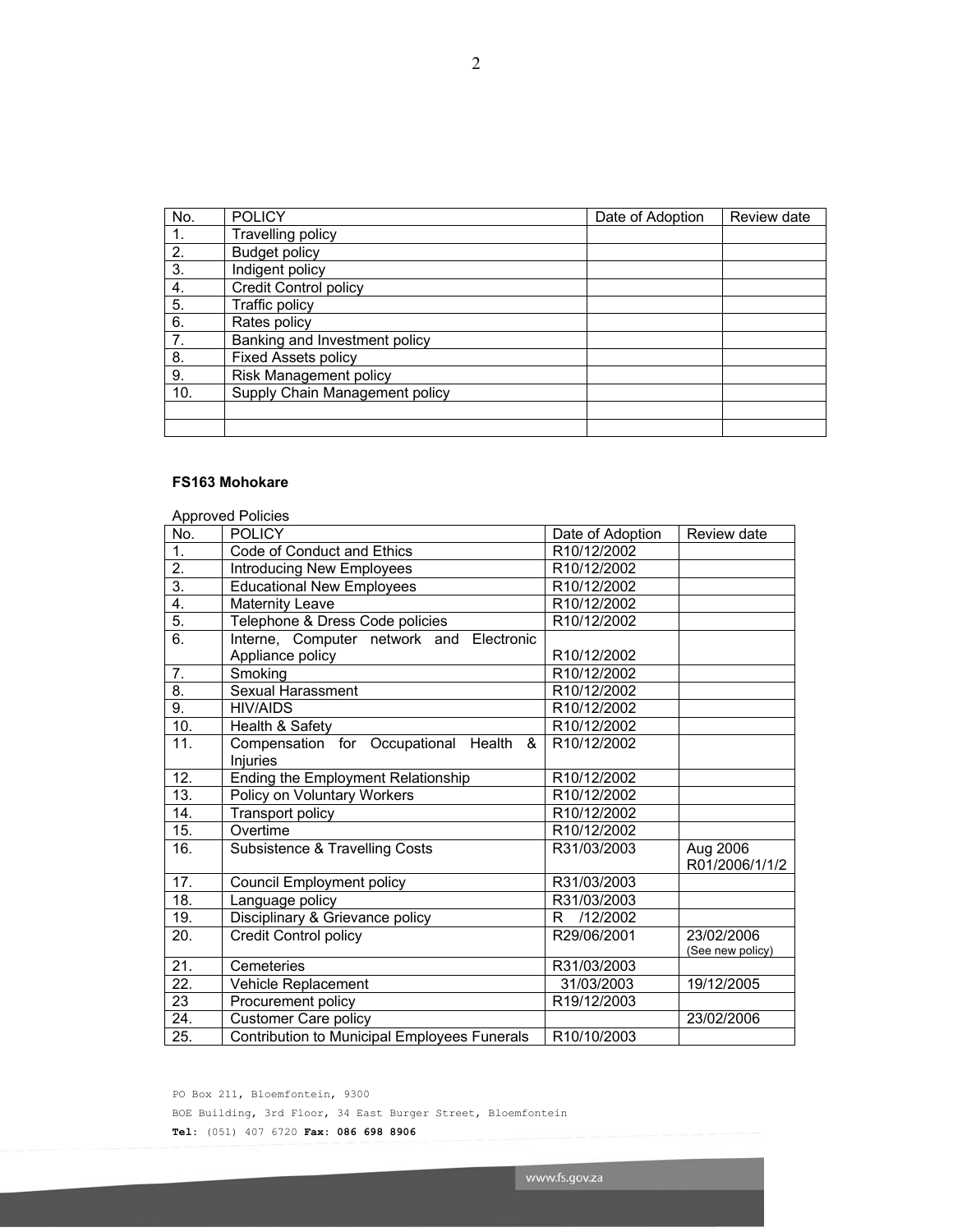| No. | POLICY | Date of Adoption | Review date |
| --- | --- | --- | --- |
| 1. | Travelling policy | | |
| 2. | Budget policy | | |
| 3. | Indigent policy | | |
| 4. | Credit Control policy | | |
| 5. | Traffic policy | | |
| 6. | Rates policy | | |
| 7. | Banking and Investment policy | | |
| 8. | Fixed Assets policy | | |
| 9. | Risk Management policy | | |
| 10. | Supply Chain Management policy | | |
| | | | |
| | | | |

**FS163 Mohokare**

Approved Policies

| No. | POLICY | Date of Adoption | Review date |
| --- | --- | --- | --- |
| 1. | Code of Conduct and Ethics | R10/12/2002 | |
| 2. | Introducing New Employees | R10/12/2002 | |
| 3. | Educational New Employees | R10/12/2002 | |
| 4. | Maternity Leave | R10/12/2002 | |
| 5. | Telephone & Dress Code policies | R10/12/2002 | |
| 6. | Interne, Computer network and Electronic Appliance policy | R10/12/2002 | |
| 7. | Smoking | R10/12/2002 | |
| 8. | Sexual Harassment | R10/12/2002 | |
| 9. | HIV/AIDS | R10/12/2002 | |
| 10. | Health & Safety | R10/12/2002 | |
| 11. | Compensation for Occupational Health & Injuries | R10/12/2002 | |
| 12. | Ending the Employment Relationship | R10/12/2002 | |
| 13. | Policy on Voluntary Workers | R10/12/2002 | |
| 14. | Transport policy | R10/12/2002 | |
| 15. | Overtime | R10/12/2002 | |
| 16. | Subsistence & Travelling Costs | R31/03/2003 | Aug 2006 R01/2006/1/1/2 |
| 17. | Council Employment policy | R31/03/2003 | |
| 18. | Language policy | R31/03/2003 | |
| 19. | Disciplinary & Grievance policy | R /12/2002 | |
| 20. | Credit Control policy | R29/06/2001 | 23/02/2006 (See new policy) |
| 21. | Cemeteries | R31/03/2003 | |
| 22. | Vehicle Replacement | 31/03/2003 | 19/12/2005 |
| 23 | Procurement policy | R19/12/2003 | |
| 24. | Customer Care policy | | 23/02/2006 |
| 25. | Contribution to Municipal Employees Funerals | R10/10/2003 | |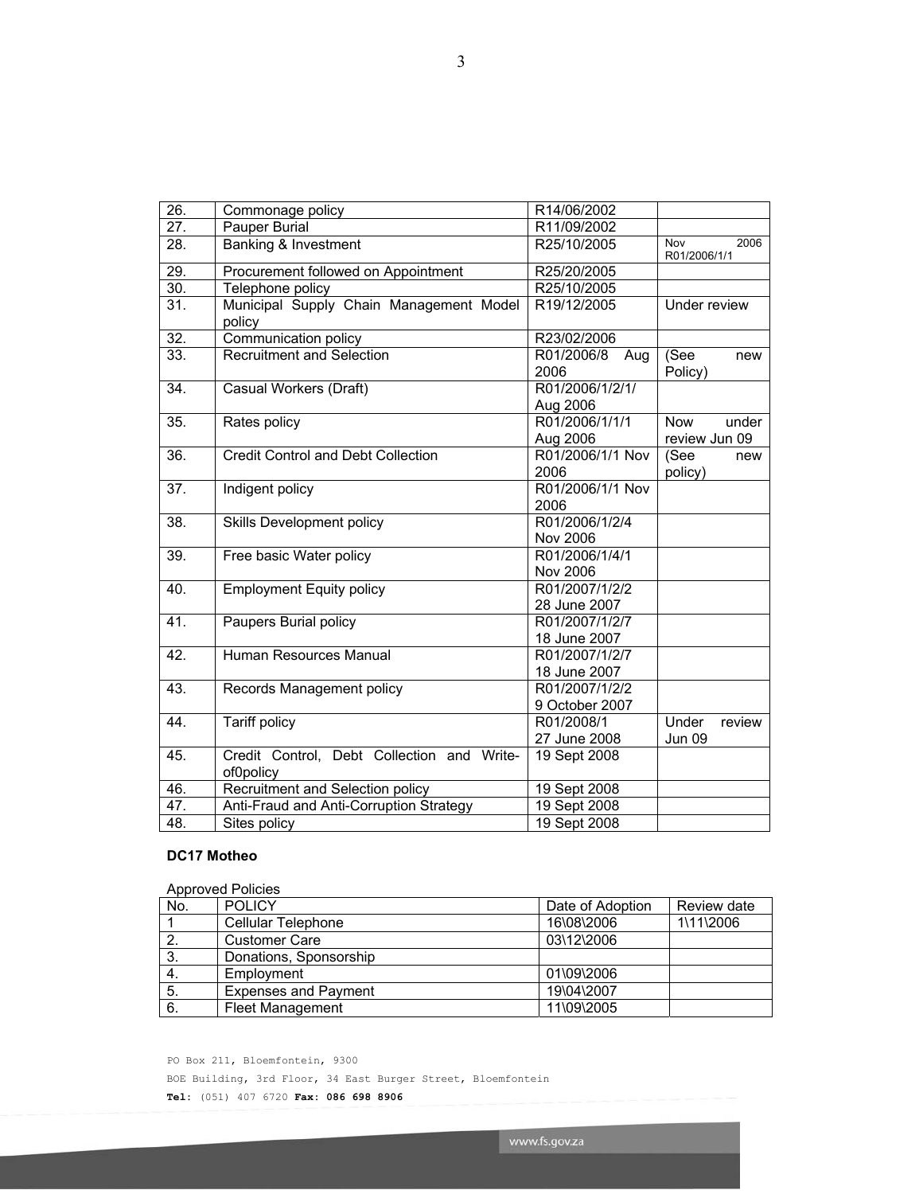| | | | |
|---|---|---|---|
| 26. | Commonage policy | R14/06/2002 | |
| 27. | Pauper Burial | R11/09/2002 | |
| 28. | Banking & Investment | R25/10/2005 | Nov 2006 R01/2006/1/1 |
| 29. | Procurement followed on Appointment | R25/20/2005 | |
| 30. | Telephone policy | R25/10/2005 | |
| 31. | Municipal Supply Chain Management Model policy | R19/12/2005 | Under review |
| 32. | Communication policy | R23/02/2006 | |
| 33. | Recruitment and Selection | R01/2006/8 Aug 2006 | (See new Policy) |
| 34. | Casual Workers (Draft) | R01/2006/1/2/1/ Aug 2006 | |
| 35. | Rates policy | R01/2006/1/1/1 Aug 2006 | Now under review Jun 09 |
| 36. | Credit Control and Debt Collection | R01/2006/1/1 Nov 2006 | (See new policy) |
| 37. | Indigent policy | R01/2006/1/1 Nov 2006 | |
| 38. | Skills Development policy | R01/2006/1/2/4 Nov 2006 | |
| 39. | Free basic Water policy | R01/2006/1/4/1 Nov 2006 | |
| 40. | Employment Equity policy | R01/2007/1/2/2 28 June 2007 | |
| 41. | Paupers Burial policy | R01/2007/1/2/7 18 June 2007 | |
| 42. | Human Resources Manual | R01/2007/1/2/7 18 June 2007 | |
| 43. | Records Management policy | R01/2007/1/2/2 9 October 2007 | |
| 44. | Tariff policy | R01/2008/1 27 June 2008 | Under review Jun 09 |
| 45. | Credit Control, Debt Collection and Write-of0policy | 19 Sept 2008 | |
| 46. | Recruitment and Selection policy | 19 Sept 2008 | |
| 47. | Anti-Fraud and Anti-Corruption Strategy | 19 Sept 2008 | |
| 48. | Sites policy | 19 Sept 2008 | |

**DC17 Motheo**

Approved Policies

| No. | POLICY | Date of Adoption | Review date |
|---|---|---|---|
| 1 | Cellular Telephone | 16\08\2006 | 1\11\2006 |
| 2. | Customer Care | 03\12\2006 | |
| 3. | Donations, Sponsorship | | |
| 4. | Employment | 01\09\2006 | |
| 5. | Expenses and Payment | 19\04\2007 | |
| 6. | Fleet Management | 11\09\2005 | |

PO Box 211, Bloemfontein, 9300

BOE Building, 3rd Floor, 34 East Burger Street, Bloemfontein

**Tel:** (051) 407 6720 **Fax: 086 698 8906**

www.fs.gov.za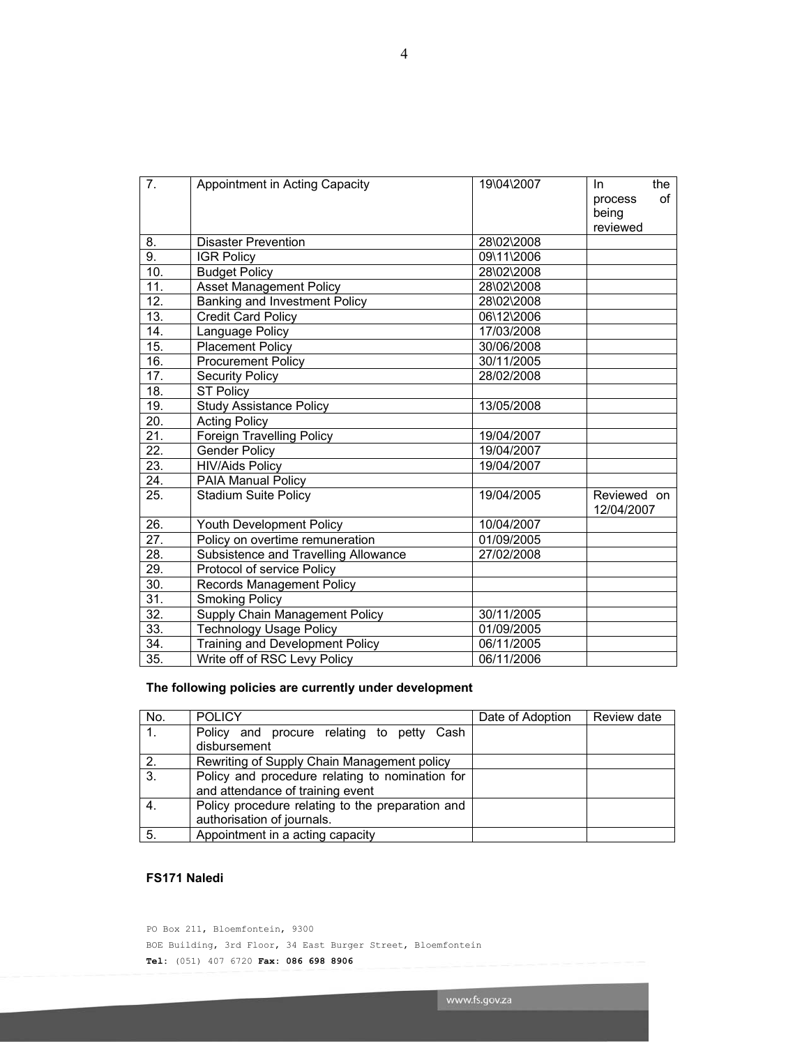| | | | |
|---|---|---|---|
| 7. | Appointment in Acting Capacity | 19\04\2007 | In the process of being reviewed |
| 8. | Disaster Prevention | 28\02\2008 | |
| 9. | IGR Policy | 09\11\2006 | |
| 10. | Budget Policy | 28\02\2008 | |
| 11. | Asset Management Policy | 28\02\2008 | |
| 12. | Banking and Investment Policy | 28\02\2008 | |
| 13. | Credit Card Policy | 06\12\2006 | |
| 14. | Language Policy | 17/03/2008 | |
| 15. | Placement Policy | 30/06/2008 | |
| 16. | Procurement Policy | 30/11/2005 | |
| 17. | Security Policy | 28/02/2008 | |
| 18. | ST Policy | | |
| 19. | Study Assistance Policy | 13/05/2008 | |
| 20. | Acting Policy | | |
| 21. | Foreign Travelling Policy | 19/04/2007 | |
| 22. | Gender Policy | 19/04/2007 | |
| 23. | HIV/Aids Policy | 19/04/2007 | |
| 24. | PAIA Manual Policy | | |
| 25. | Stadium Suite Policy | 19/04/2005 | Reviewed on 12/04/2007 |
| 26. | Youth Development Policy | 10/04/2007 | |
| 27. | Policy on overtime remuneration | 01/09/2005 | |
| 28. | Subsistence and Travelling Allowance | 27/02/2008 | |
| 29. | Protocol of service Policy | | |
| 30. | Records Management Policy | | |
| 31. | Smoking Policy | | |
| 32. | Supply Chain Management Policy | 30/11/2005 | |
| 33. | Technology Usage Policy | 01/09/2005 | |
| 34. | Training and Development Policy | 06/11/2005 | |
| 35. | Write off of RSC Levy Policy | 06/11/2006 | |

**The following policies are currently under development**

| No. | POLICY | Date of Adoption | Review date |
|---|---|---|---|
| 1. | Policy and procure relating to petty Cash disbursement | | |
| 2. | Rewriting of Supply Chain Management policy | | |
| 3. | Policy and procedure relating to nomination for and attendance of training event | | |
| 4. | Policy procedure relating to the preparation and authorisation of journals. | | |
| 5. | Appointment in a acting capacity | | |

**FS171 Naledi**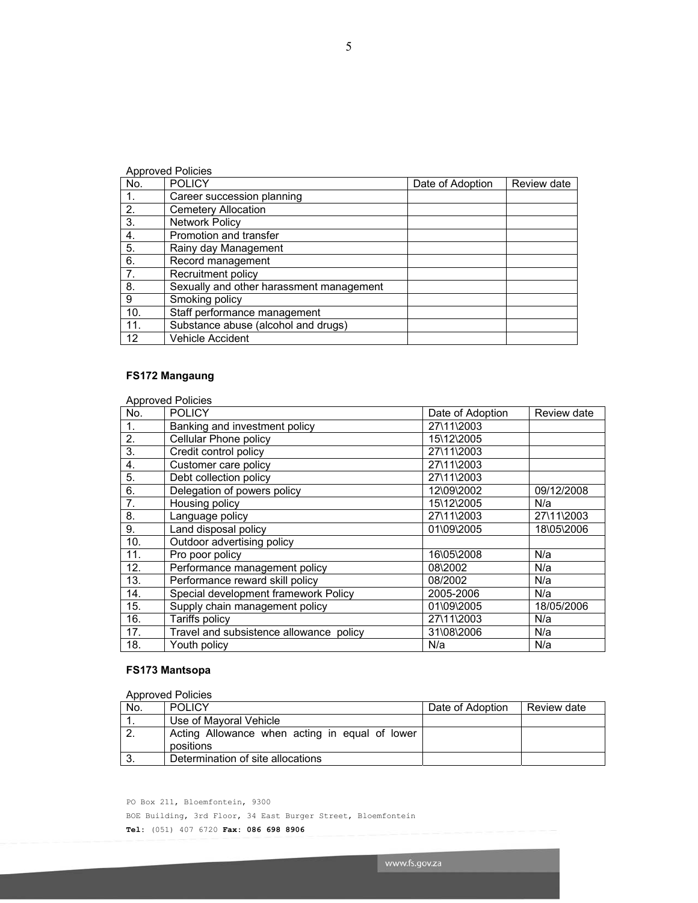Approved Policies

| No. | POLICY | Date of Adoption | Review date |
|---|---|---|---|
| 1. | Career succession planning | | |
| 2. | Cemetery Allocation | | |
| 3. | Network Policy | | |
| 4. | Promotion and transfer | | |
| 5. | Rainy day Management | | |
| 6. | Record management | | |
| 7. | Recruitment policy | | |
| 8. | Sexually and other harassment management | | |
| 9 | Smoking policy | | |
| 10. | Staff performance management | | |
| 11. | Substance abuse (alcohol and drugs) | | |
| 12 | Vehicle Accident | | |

**FS172 Mangaung**

Approved Policies

| No. | POLICY | Date of Adoption | Review date |
|---|---|---|---|
| 1. | Banking and investment policy | 27\11\2003 | |
| 2. | Cellular Phone policy | 15\12\2005 | |
| 3. | Credit control policy | 27\11\2003 | |
| 4. | Customer care policy | 27\11\2003 | |
| 5. | Debt collection policy | 27\11\2003 | |
| 6. | Delegation of powers policy | 12\09\2002 | 09/12/2008 |
| 7. | Housing policy | 15\12\2005 | N/a |
| 8. | Language policy | 27\11\2003 | 27\11\2003 |
| 9. | Land disposal policy | 01\09\2005 | 18\05\2006 |
| 10. | Outdoor advertising policy | | |
| 11. | Pro poor policy | 16\05\2008 | N/a |
| 12. | Performance management policy | 08\2002 | N/a |
| 13. | Performance reward skill policy | 08/2002 | N/a |
| 14. | Special development framework Policy | 2005-2006 | N/a |
| 15. | Supply chain management policy | 01\09\2005 | 18/05/2006 |
| 16. | Tariffs policy | 27\11\2003 | N/a |
| 17. | Travel and subsistence allowance policy | 31\08\2006 | N/a |
| 18. | Youth policy | N/a | N/a |

**FS173 Mantsopa**

Approved Policies

| No. | POLICY | Date of Adoption | Review date |
|---|---|---|---|
| 1. | Use of Mayoral Vehicle | | |
| 2. | Acting Allowance when acting in equal of lower positions | | |
| 3. | Determination of site allocations | | |

PO Box 211, Bloemfontein, 9300
BOE Building, 3rd Floor, 34 East Burger Street, Bloemfontein
**Tel:** (051) 407 6720 **Fax: 086 698 8906**

www.fs.gov.za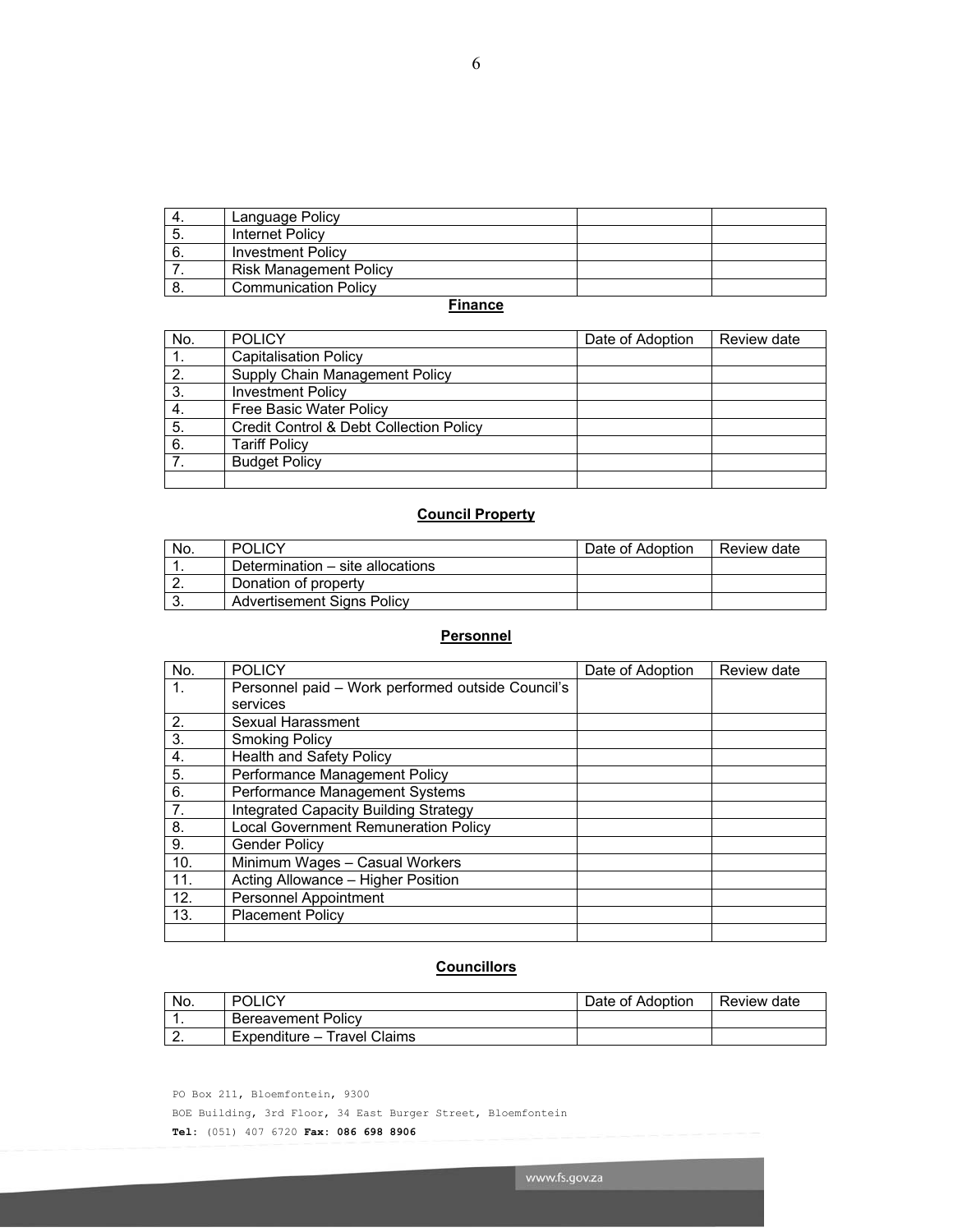| | | | |
|---|---|---|---|
| 4. | Language Policy | | |
| 5. | Internet Policy | | |
| 6. | Investment Policy | | |
| 7. | Risk Management Policy | | |
| 8. | Communication Policy | | |

**Finance**

| No. | POLICY | Date of Adoption | Review date |
|---|---|---|---|
| 1. | Capitalisation Policy | | |
| 2. | Supply Chain Management Policy | | |
| 3. | Investment Policy | | |
| 4. | Free Basic Water Policy | | |
| 5. | Credit Control & Debt Collection Policy | | |
| 6. | Tariff Policy | | |
| 7. | Budget Policy | | |
| | | | |

**Council Property**

| No. | POLICY | Date of Adoption | Review date |
|---|---|---|---|
| 1. | Determination – site allocations | | |
| 2. | Donation of property | | |
| 3. | Advertisement Signs Policy | | |

**Personnel**

| No. | POLICY | Date of Adoption | Review date |
|---|---|---|---|
| 1. | Personnel paid – Work performed outside Council's services | | |
| 2. | Sexual Harassment | | |
| 3. | Smoking Policy | | |
| 4. | Health and Safety Policy | | |
| 5. | Performance Management Policy | | |
| 6. | Performance Management Systems | | |
| 7. | Integrated Capacity Building Strategy | | |
| 8. | Local Government Remuneration Policy | | |
| 9. | Gender Policy | | |
| 10. | Minimum Wages – Casual Workers | | |
| 11. | Acting Allowance – Higher Position | | |
| 12. | Personnel Appointment | | |
| 13. | Placement Policy | | |
| | | | |

**Councillors**

| No. | POLICY | Date of Adoption | Review date |
|---|---|---|---|
| 1. | Bereavement Policy | | |
| 2. | Expenditure – Travel Claims | | |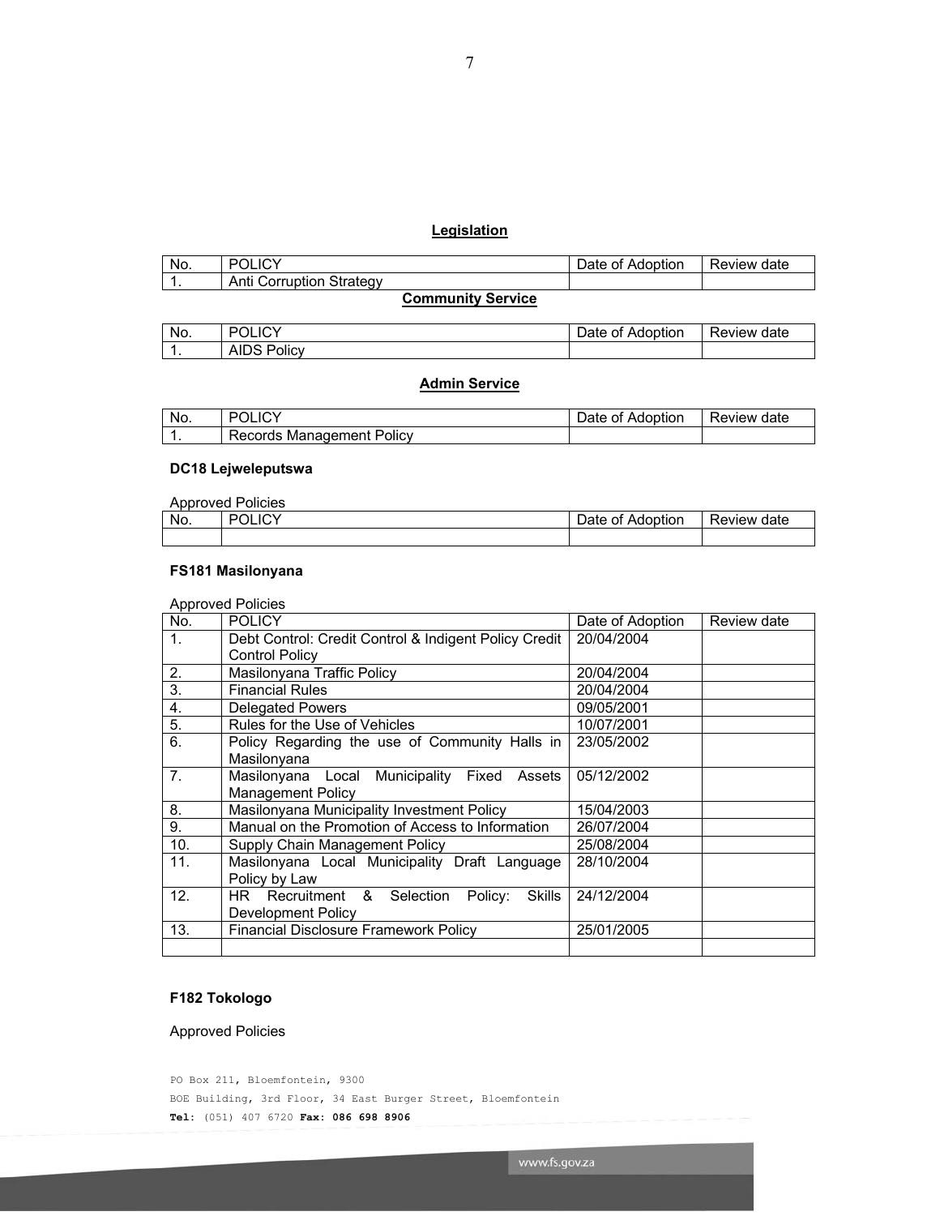**Legislation**

| No. | POLICY | Date of Adoption | Review date |
|---|---|---|---|
| 1. | Anti Corruption Strategy | | |

**Community Service**

| No. | POLICY | Date of Adoption | Review date |
|---|---|---|---|
| 1. | AIDS Policy | | |

**Admin Service**

| No. | POLICY | Date of Adoption | Review date |
|---|---|---|---|
| 1. | Records Management Policy | | |

**DC18 Lejweleputswa**

Approved Policies

| No. | POLICY | Date of Adoption | Review date |
|---|---|---|---|
| | | | |

**FS181 Masilonyana**

Approved Policies

| No. | POLICY | Date of Adoption | Review date |
|---|---|---|---|
| 1. | Debt Control: Credit Control & Indigent Policy Credit Control Policy | 20/04/2004 | |
| 2. | Masilonyana Traffic Policy | 20/04/2004 | |
| 3. | Financial Rules | 20/04/2004 | |
| 4. | Delegated Powers | 09/05/2001 | |
| 5. | Rules for the Use of Vehicles | 10/07/2001 | |
| 6. | Policy Regarding the use of Community Halls in Masilonyana | 23/05/2002 | |
| 7. | Masilonyana Local Municipality Fixed Assets Management Policy | 05/12/2002 | |
| 8. | Masilonyana Municipality Investment Policy | 15/04/2003 | |
| 9. | Manual on the Promotion of Access to Information | 26/07/2004 | |
| 10. | Supply Chain Management Policy | 25/08/2004 | |
| 11. | Masilonyana Local Municipality Draft Language Policy by Law | 28/10/2004 | |
| 12. | HR Recruitment & Selection Policy: Skills Development Policy | 24/12/2004 | |
| 13. | Financial Disclosure Framework Policy | 25/01/2005 | |
| | | | |

**F182 Tokologo**

Approved Policies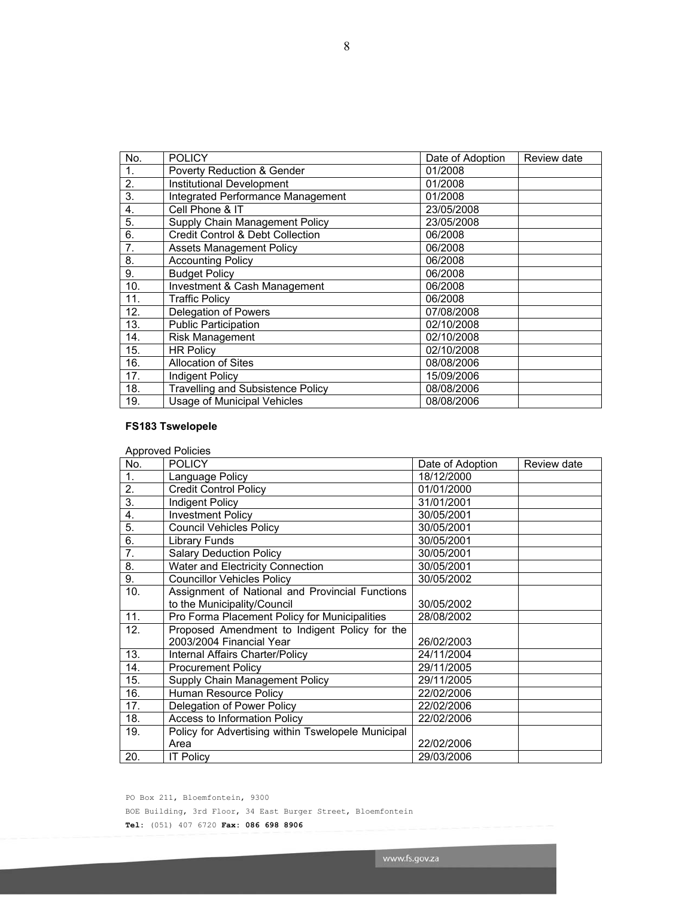| No. | POLICY | Date of Adoption | Review date |
|---|---|---|---|
| 1. | Poverty Reduction & Gender | 01/2008 | |
| 2. | Institutional Development | 01/2008 | |
| 3. | Integrated Performance Management | 01/2008 | |
| 4. | Cell Phone & IT | 23/05/2008 | |
| 5. | Supply Chain Management Policy | 23/05/2008 | |
| 6. | Credit Control & Debt Collection | 06/2008 | |
| 7. | Assets Management Policy | 06/2008 | |
| 8. | Accounting Policy | 06/2008 | |
| 9. | Budget Policy | 06/2008 | |
| 10. | Investment & Cash Management | 06/2008 | |
| 11. | Traffic Policy | 06/2008 | |
| 12. | Delegation of Powers | 07/08/2008 | |
| 13. | Public Participation | 02/10/2008 | |
| 14. | Risk Management | 02/10/2008 | |
| 15. | HR Policy | 02/10/2008 | |
| 16. | Allocation of Sites | 08/08/2006 | |
| 17. | Indigent Policy | 15/09/2006 | |
| 18. | Travelling and Subsistence Policy | 08/08/2006 | |
| 19. | Usage of Municipal Vehicles | 08/08/2006 | |

**FS183 Tswelopele**

Approved Policies

| No. | POLICY | Date of Adoption | Review date |
|---|---|---|---|
| 1. | Language Policy | 18/12/2000 | |
| 2. | Credit Control Policy | 01/01/2000 | |
| 3. | Indigent Policy | 31/01/2001 | |
| 4. | Investment Policy | 30/05/2001 | |
| 5. | Council Vehicles Policy | 30/05/2001 | |
| 6. | Library Funds | 30/05/2001 | |
| 7. | Salary Deduction Policy | 30/05/2001 | |
| 8. | Water and Electricity Connection | 30/05/2001 | |
| 9. | Councillor Vehicles Policy | 30/05/2002 | |
| 10. | Assignment of National and Provincial Functions to the Municipality/Council | 30/05/2002 | |
| 11. | Pro Forma Placement Policy for Municipalities | 28/08/2002 | |
| 12. | Proposed Amendment to Indigent Policy for the 2003/2004 Financial Year | 26/02/2003 | |
| 13. | Internal Affairs Charter/Policy | 24/11/2004 | |
| 14. | Procurement Policy | 29/11/2005 | |
| 15. | Supply Chain Management Policy | 29/11/2005 | |
| 16. | Human Resource Policy | 22/02/2006 | |
| 17. | Delegation of Power Policy | 22/02/2006 | |
| 18. | Access to Information Policy | 22/02/2006 | |
| 19. | Policy for Advertising within Tswelopele Municipal Area | 22/02/2006 | |
| 20. | IT Policy | 29/03/2006 | |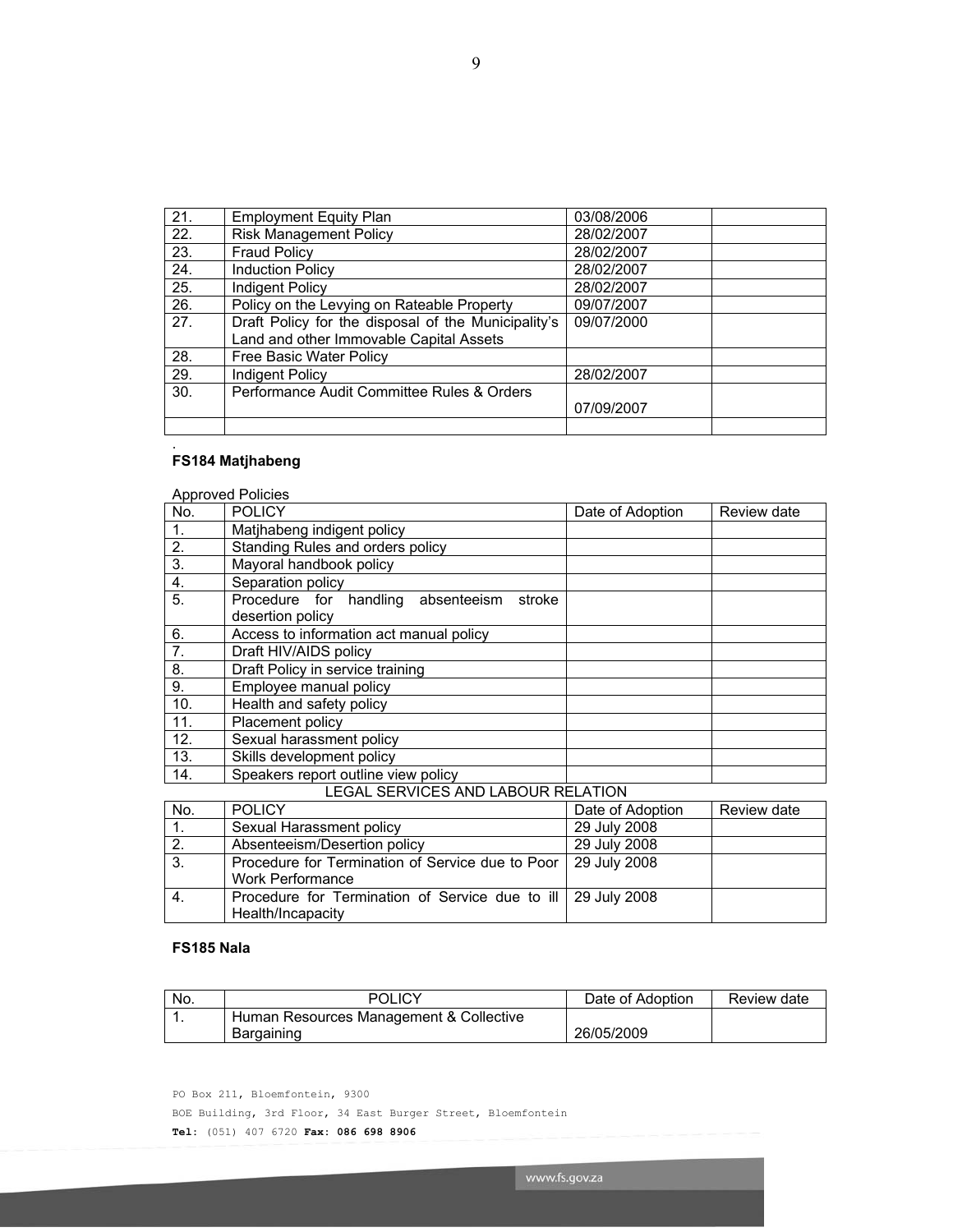| 21. | Employment Equity Plan | 03/08/2006 | |
|---|---|---|---|
| 22. | Risk Management Policy | 28/02/2007 | |
| 23. | Fraud Policy | 28/02/2007 | |
| 24. | Induction Policy | 28/02/2007 | |
| 25. | Indigent Policy | 28/02/2007 | |
| 26. | Policy on the Levying on Rateable Property | 09/07/2007 | |
| 27. | Draft Policy for the disposal of the Municipality's Land and other Immovable Capital Assets | 09/07/2000 | |
| 28. | Free Basic Water Policy | | |
| 29. | Indigent Policy | 28/02/2007 | |
| 30. | Performance Audit Committee Rules & Orders | 07/09/2007 | |
| | | | |

.

**FS184 Matjhabeng**

Approved Policies

| No. | POLICY | Date of Adoption | Review date |
|---|---|---|---|
| 1. | Matjhabeng indigent policy | | |
| 2. | Standing Rules and orders policy | | |
| 3. | Mayoral handbook policy | | |
| 4. | Separation policy | | |
| 5. | Procedure for handling absenteeism stroke desertion policy | | |
| 6. | Access to information act manual policy | | |
| 7. | Draft HIV/AIDS policy | | |
| 8. | Draft Policy in service training | | |
| 9. | Employee manual policy | | |
| 10. | Health and safety policy | | |
| 11. | Placement policy | | |
| 12. | Sexual harassment policy | | |
| 13. | Skills development policy | | |
| 14. | Speakers report outline view policy | | |

LEGAL SERVICES AND LABOUR RELATION

| No. | POLICY | Date of Adoption | Review date |
|---|---|---|---|
| 1. | Sexual Harassment policy | 29 July 2008 | |
| 2. | Absenteeism/Desertion policy | 29 July 2008 | |
| 3. | Procedure for Termination of Service due to Poor Work Performance | 29 July 2008 | |
| 4. | Procedure for Termination of Service due to ill Health/Incapacity | 29 July 2008 | |

**FS185 Nala**

| No. | POLICY | Date of Adoption | Review date |
|---|---|---|---|
| 1. | Human Resources Management & Collective Bargaining | 26/05/2009 | |

PO Box 211, Bloemfontein, 9300

BOE Building, 3rd Floor, 34 East Burger Street, Bloemfontein

**Tel**: (051) 407 6720 **Fax: 086 698 8906**

www.fs.gov.za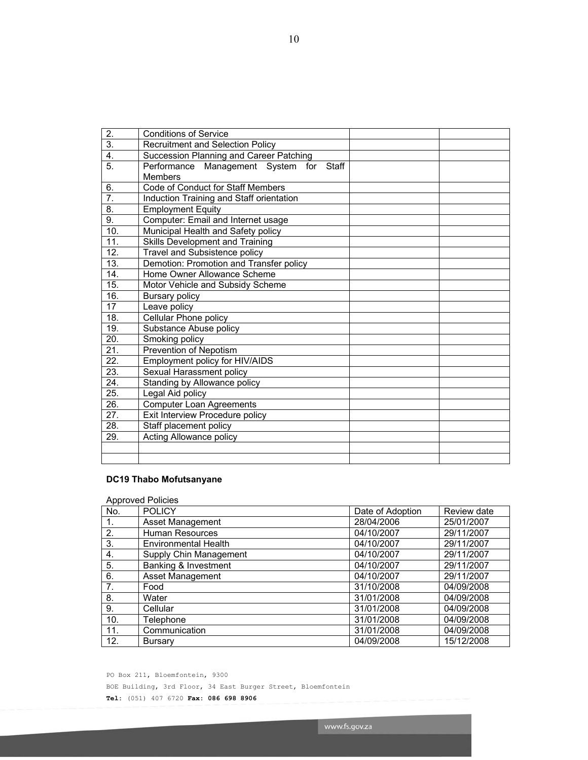| | | | |
|---|---|---|---|
| 2. | Conditions of Service | | |
| 3. | Recruitment and Selection Policy | | |
| 4. | Succession Planning and Career Patching | | |
| 5. | Performance Management System for Staff Members | | |
| 6. | Code of Conduct for Staff Members | | |
| 7. | Induction Training and Staff orientation | | |
| 8. | Employment Equity | | |
| 9. | Computer: Email and Internet usage | | |
| 10. | Municipal Health and Safety policy | | |
| 11. | Skills Development and Training | | |
| 12. | Travel and Subsistence policy | | |
| 13. | Demotion: Promotion and Transfer policy | | |
| 14. | Home Owner Allowance Scheme | | |
| 15. | Motor Vehicle and Subsidy Scheme | | |
| 16. | Bursary policy | | |
| 17 | Leave policy | | |
| 18. | Cellular Phone policy | | |
| 19. | Substance Abuse policy | | |
| 20. | Smoking policy | | |
| 21. | Prevention of Nepotism | | |
| 22. | Employment policy for HIV/AIDS | | |
| 23. | Sexual Harassment policy | | |
| 24. | Standing by Allowance policy | | |
| 25. | Legal Aid policy | | |
| 26. | Computer Loan Agreements | | |
| 27. | Exit Interview Procedure policy | | |
| 28. | Staff placement policy | | |
| 29. | Acting Allowance policy | | |
| | | | |
| | | | |

**DC19 Thabo Mofutsanyane**

Approved Policies

| No. | POLICY | Date of Adoption | Review date |
|---|---|---|---|
| 1. | Asset Management | 28/04/2006 | 25/01/2007 |
| 2. | Human Resources | 04/10/2007 | 29/11/2007 |
| 3. | Environmental Health | 04/10/2007 | 29/11/2007 |
| 4. | Supply Chin Management | 04/10/2007 | 29/11/2007 |
| 5. | Banking & Investment | 04/10/2007 | 29/11/2007 |
| 6. | Asset Management | 04/10/2007 | 29/11/2007 |
| 7. | Food | 31/10/2008 | 04/09/2008 |
| 8. | Water | 31/01/2008 | 04/09/2008 |
| 9. | Cellular | 31/01/2008 | 04/09/2008 |
| 10. | Telephone | 31/01/2008 | 04/09/2008 |
| 11. | Communication | 31/01/2008 | 04/09/2008 |
| 12. | Bursary | 04/09/2008 | 15/12/2008 |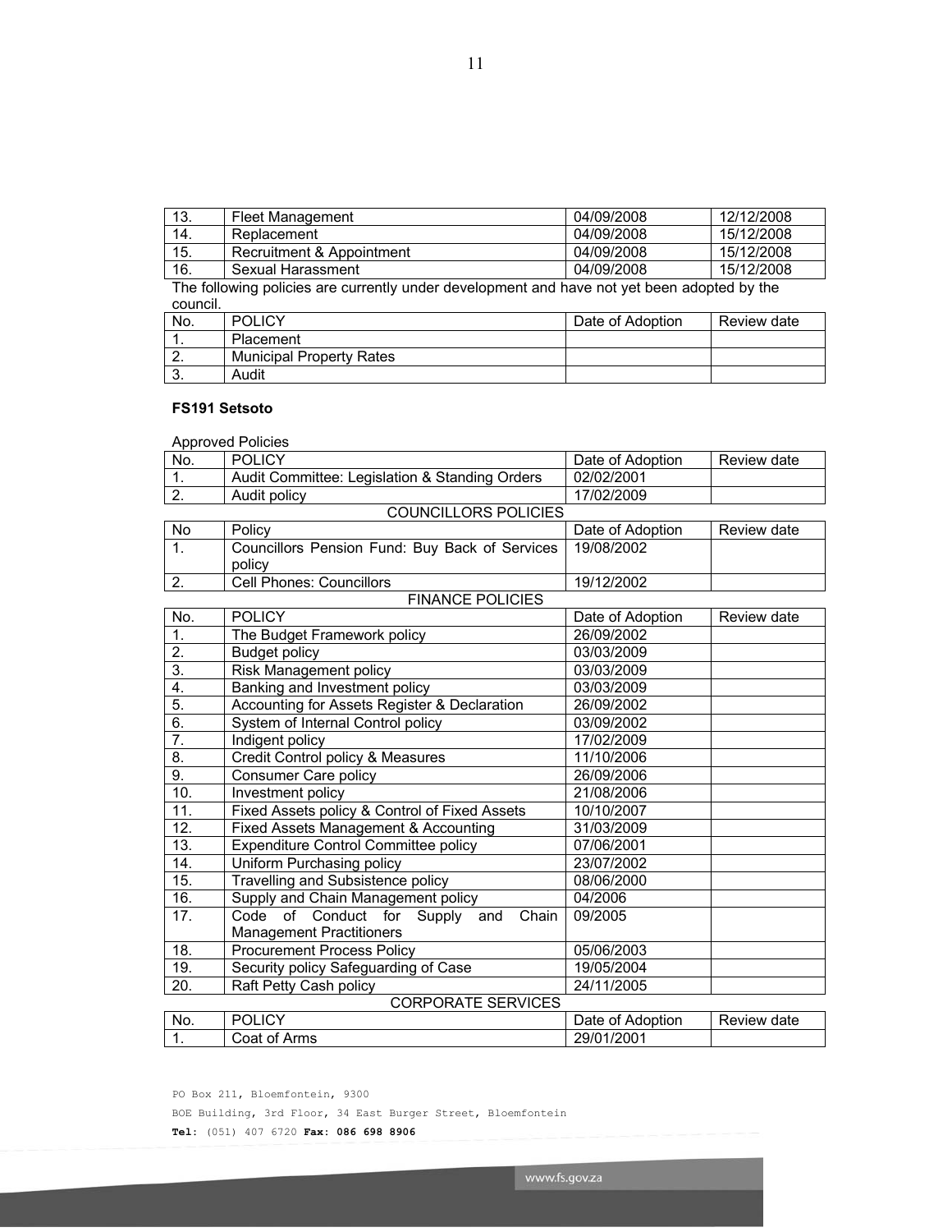| 13. | Fleet Management | 04/09/2008 | 12/12/2008 |
|---|---|---|---|
| 14. | Replacement | 04/09/2008 | 15/12/2008 |
| 15. | Recruitment & Appointment | 04/09/2008 | 15/12/2008 |
| 16. | Sexual Harassment | 04/09/2008 | 15/12/2008 |

The following policies are currently under development and have not yet been adopted by the council.

| No. | POLICY | Date of Adoption | Review date |
|---|---|---|---|
| 1. | Placement | | |
| 2. | Municipal Property Rates | | |
| 3. | Audit | | |

**FS191 Setsoto**

Approved Policies

| No. | POLICY | Date of Adoption | Review date |
|---|---|---|---|
| 1. | Audit Committee: Legislation & Standing Orders | 02/02/2001 | |
| 2. | Audit policy | 17/02/2009 | |

COUNCILLORS POLICIES

| No | Policy | Date of Adoption | Review date |
|---|---|---|---|
| 1. | Councillors Pension Fund: Buy Back of Services policy | 19/08/2002 | |
| 2. | Cell Phones: Councillors | 19/12/2002 | |

FINANCE POLICIES

| No. | POLICY | Date of Adoption | Review date |
|---|---|---|---|
| 1. | The Budget Framework policy | 26/09/2002 | |
| 2. | Budget policy | 03/03/2009 | |
| 3. | Risk Management policy | 03/03/2009 | |
| 4. | Banking and Investment policy | 03/03/2009 | |
| 5. | Accounting for Assets Register & Declaration | 26/09/2002 | |
| 6. | System of Internal Control policy | 03/09/2002 | |
| 7. | Indigent policy | 17/02/2009 | |
| 8. | Credit Control policy & Measures | 11/10/2006 | |
| 9. | Consumer Care policy | 26/09/2006 | |
| 10. | Investment policy | 21/08/2006 | |
| 11. | Fixed Assets policy & Control of Fixed Assets | 10/10/2007 | |
| 12. | Fixed Assets Management & Accounting | 31/03/2009 | |
| 13. | Expenditure Control Committee policy | 07/06/2001 | |
| 14. | Uniform Purchasing policy | 23/07/2002 | |
| 15. | Travelling and Subsistence policy | 08/06/2000 | |
| 16. | Supply and Chain Management policy | 04/2006 | |
| 17. | Code of Conduct for Supply and Chain Management Practitioners | 09/2005 | |
| 18. | Procurement Process Policy | 05/06/2003 | |
| 19. | Security policy Safeguarding of Case | 19/05/2004 | |
| 20. | Raft Petty Cash policy | 24/11/2005 | |

CORPORATE SERVICES

| No. | POLICY | Date of Adoption | Review date |
|---|---|---|---|
| 1. | Coat of Arms | 29/01/2001 | |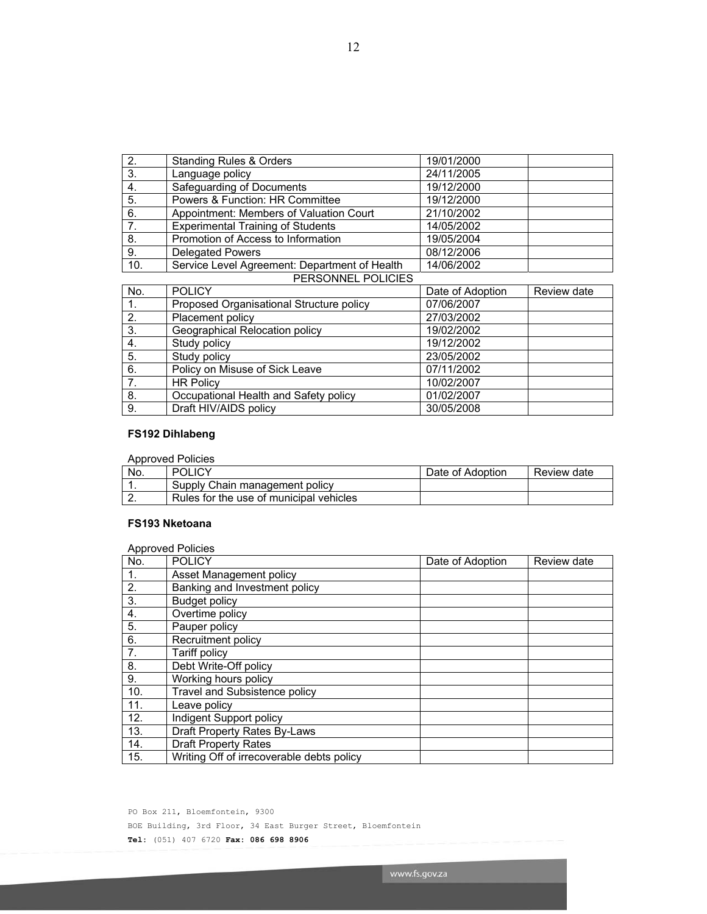| | | | |
|---|---|---|---|
| 2. | Standing Rules & Orders | 19/01/2000 | |
| 3. | Language policy | 24/11/2005 | |
| 4. | Safeguarding of Documents | 19/12/2000 | |
| 5. | Powers & Function: HR Committee | 19/12/2000 | |
| 6. | Appointment: Members of Valuation Court | 21/10/2002 | |
| 7. | Experimental Training of Students | 14/05/2002 | |
| 8. | Promotion of Access to Information | 19/05/2004 | |
| 9. | Delegated Powers | 08/12/2006 | |
| 10. | Service Level Agreement: Department of Health | 14/06/2002 | |

PERSONNEL POLICIES

| No. | POLICY | Date of Adoption | Review date |
|---|---|---|---|
| 1. | Proposed Organisational Structure policy | 07/06/2007 | |
| 2. | Placement policy | 27/03/2002 | |
| 3. | Geographical Relocation policy | 19/02/2002 | |
| 4. | Study policy | 19/12/2002 | |
| 5. | Study policy | 23/05/2002 | |
| 6. | Policy on Misuse of Sick Leave | 07/11/2002 | |
| 7. | HR Policy | 10/02/2007 | |
| 8. | Occupational Health and Safety policy | 01/02/2007 | |
| 9. | Draft HIV/AIDS policy | 30/05/2008 | |

**FS192 Dihlabeng**

Approved Policies

| No. | POLICY | Date of Adoption | Review date |
|---|---|---|---|
| 1. | Supply Chain management policy | | |
| 2. | Rules for the use of municipal vehicles | | |

**FS193 Nketoana**

Approved Policies

| No. | POLICY | Date of Adoption | Review date |
|---|---|---|---|
| 1. | Asset Management policy | | |
| 2. | Banking and Investment policy | | |
| 3. | Budget policy | | |
| 4. | Overtime policy | | |
| 5. | Pauper policy | | |
| 6. | Recruitment policy | | |
| 7. | Tariff policy | | |
| 8. | Debt Write-Off policy | | |
| 9. | Working hours policy | | |
| 10. | Travel and Subsistence policy | | |
| 11. | Leave policy | | |
| 12. | Indigent Support policy | | |
| 13. | Draft Property Rates By-Laws | | |
| 14. | Draft Property Rates | | |
| 15. | Writing Off of irrecoverable debts policy | | |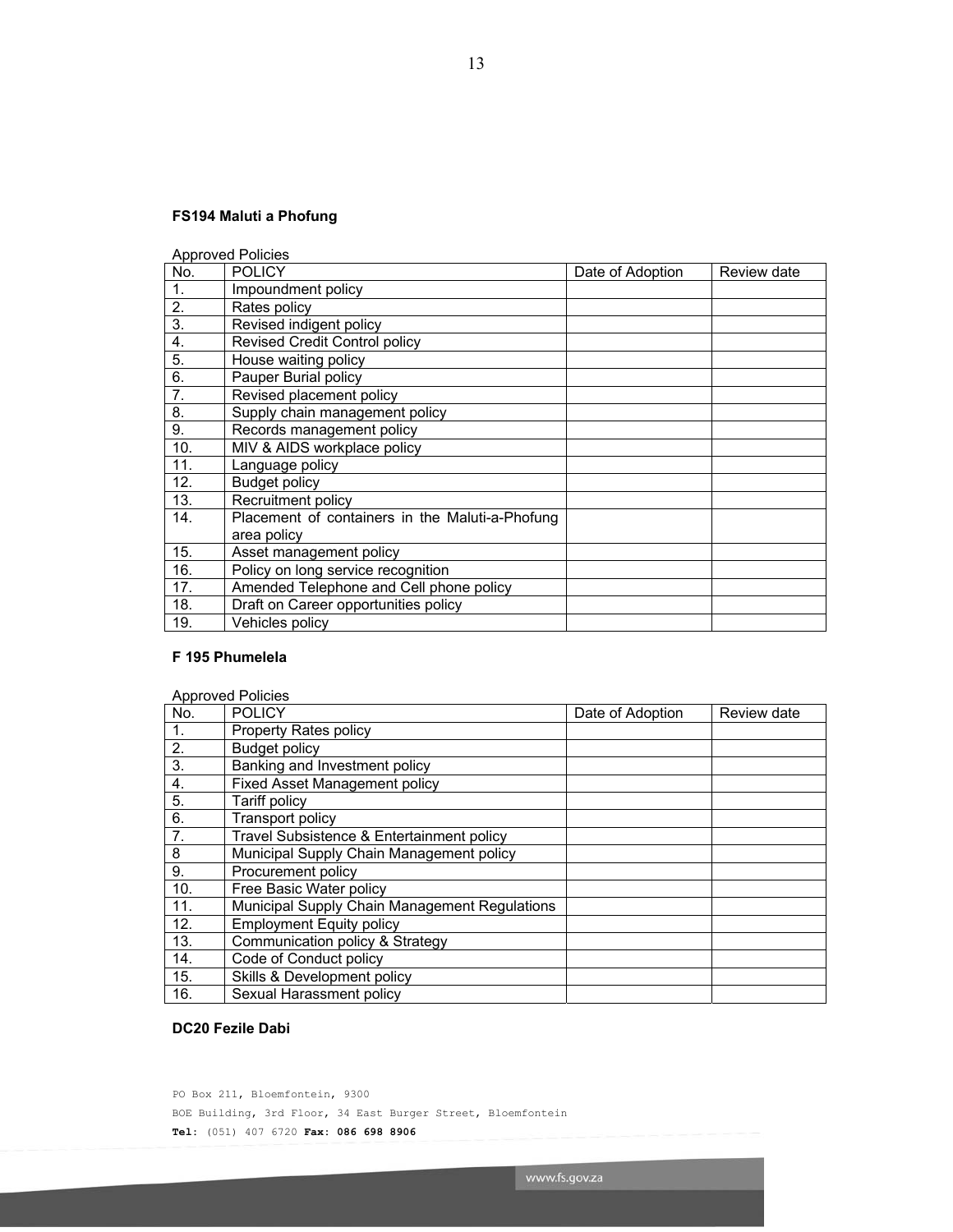**FS194 Maluti a Phofung**

Approved Policies

| No. | POLICY | Date of Adoption | Review date |
|---|---|---|---|
| 1. | Impoundment policy | | |
| 2. | Rates policy | | |
| 3. | Revised indigent policy | | |
| 4. | Revised Credit Control policy | | |
| 5. | House waiting policy | | |
| 6. | Pauper Burial policy | | |
| 7. | Revised placement policy | | |
| 8. | Supply chain management policy | | |
| 9. | Records management policy | | |
| 10. | MIV & AIDS workplace policy | | |
| 11. | Language policy | | |
| 12. | Budget policy | | |
| 13. | Recruitment policy | | |
| 14. | Placement of containers in the Maluti-a-Phofung area policy | | |
| 15. | Asset management policy | | |
| 16. | Policy on long service recognition | | |
| 17. | Amended Telephone and Cell phone policy | | |
| 18. | Draft on Career opportunities policy | | |
| 19. | Vehicles policy | | |

**F 195 Phumelela**

Approved Policies

| No. | POLICY | Date of Adoption | Review date |
|---|---|---|---|
| 1. | Property Rates policy | | |
| 2. | Budget policy | | |
| 3. | Banking and Investment policy | | |
| 4. | Fixed Asset Management policy | | |
| 5. | Tariff policy | | |
| 6. | Transport policy | | |
| 7. | Travel Subsistence & Entertainment policy | | |
| 8 | Municipal Supply Chain Management policy | | |
| 9. | Procurement policy | | |
| 10. | Free Basic Water policy | | |
| 11. | Municipal Supply Chain Management Regulations | | |
| 12. | Employment Equity policy | | |
| 13. | Communication policy & Strategy | | |
| 14. | Code of Conduct policy | | |
| 15. | Skills & Development policy | | |
| 16. | Sexual Harassment policy | | |

**DC20 Fezile Dabi**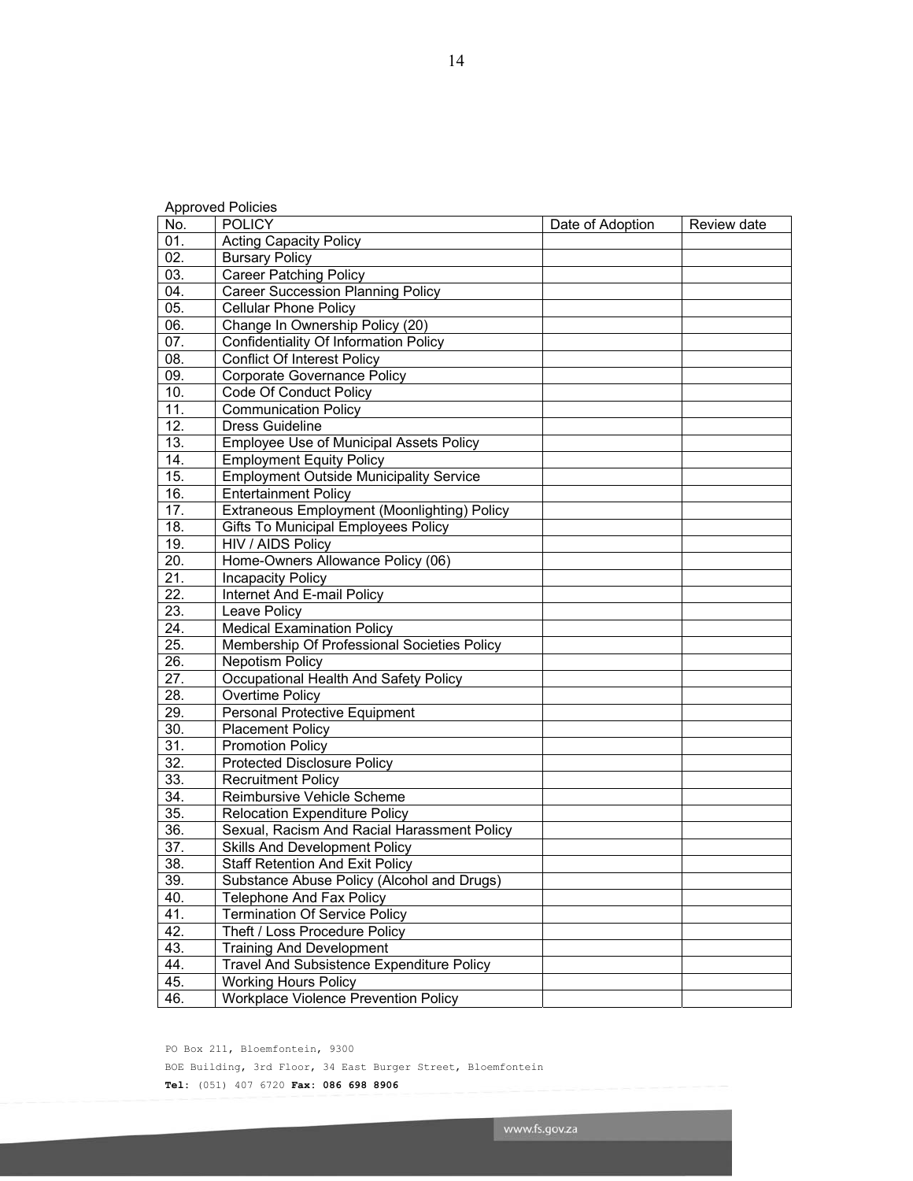Approved Policies

| No. | POLICY | Date of Adoption | Review date |
|---|---|---|---|
| 01. | Acting Capacity Policy | | |
| 02. | Bursary Policy | | |
| 03. | Career Patching Policy | | |
| 04. | Career Succession Planning Policy | | |
| 05. | Cellular Phone Policy | | |
| 06. | Change In Ownership Policy (20) | | |
| 07. | Confidentiality Of Information Policy | | |
| 08. | Conflict Of Interest Policy | | |
| 09. | Corporate Governance Policy | | |
| 10. | Code Of Conduct Policy | | |
| 11. | Communication Policy | | |
| 12. | Dress Guideline | | |
| 13. | Employee Use of Municipal Assets Policy | | |
| 14. | Employment Equity Policy | | |
| 15. | Employment Outside Municipality Service | | |
| 16. | Entertainment Policy | | |
| 17. | Extraneous Employment (Moonlighting) Policy | | |
| 18. | Gifts To Municipal Employees Policy | | |
| 19. | HIV / AIDS Policy | | |
| 20. | Home-Owners Allowance Policy (06) | | |
| 21. | Incapacity Policy | | |
| 22. | Internet And E-mail Policy | | |
| 23. | Leave Policy | | |
| 24. | Medical Examination Policy | | |
| 25. | Membership Of Professional Societies Policy | | |
| 26. | Nepotism Policy | | |
| 27. | Occupational Health And Safety Policy | | |
| 28. | Overtime Policy | | |
| 29. | Personal Protective Equipment | | |
| 30. | Placement Policy | | |
| 31. | Promotion Policy | | |
| 32. | Protected Disclosure Policy | | |
| 33. | Recruitment Policy | | |
| 34. | Reimbursive Vehicle Scheme | | |
| 35. | Relocation Expenditure Policy | | |
| 36. | Sexual, Racism And Racial Harassment Policy | | |
| 37. | Skills And Development Policy | | |
| 38. | Staff Retention And Exit Policy | | |
| 39. | Substance Abuse Policy (Alcohol and Drugs) | | |
| 40. | Telephone And Fax Policy | | |
| 41. | Termination Of Service Policy | | |
| 42. | Theft / Loss Procedure Policy | | |
| 43. | Training And Development | | |
| 44. | Travel And Subsistence Expenditure Policy | | |
| 45. | Working Hours Policy | | |
| 46. | Workplace Violence Prevention Policy | | |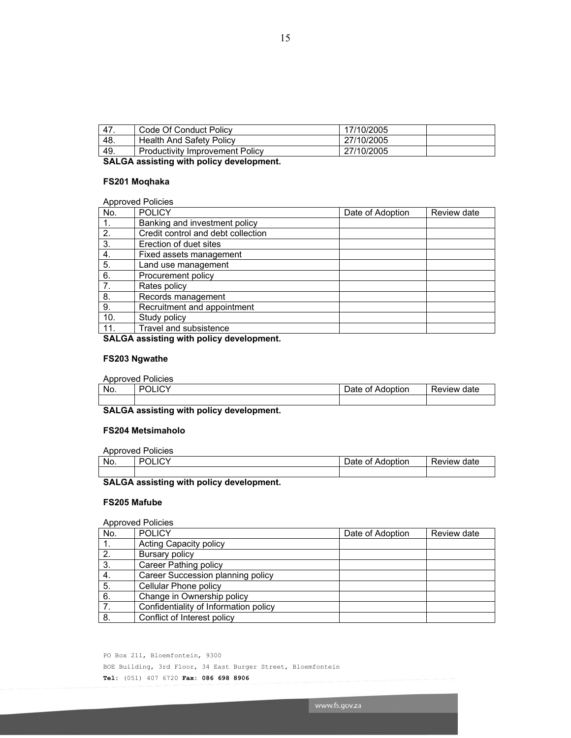| | | | |
|---|---|---|---|
| 47. | Code Of Conduct Policy | 17/10/2005 | |
| 48. | Health And Safety Policy | 27/10/2005 | |
| 49. | Productivity Improvement Policy | 27/10/2005 | |

**SALGA assisting with policy development.**

**FS201 Moqhaka**

Approved Policies

| No. | POLICY | Date of Adoption | Review date |
|---|---|---|---|
| 1. | Banking and investment policy | | |
| 2. | Credit control and debt collection | | |
| 3. | Erection of duet sites | | |
| 4. | Fixed assets management | | |
| 5. | Land use management | | |
| 6. | Procurement policy | | |
| 7. | Rates policy | | |
| 8. | Records management | | |
| 9. | Recruitment and appointment | | |
| 10. | Study policy | | |
| 11. | Travel and subsistence | | |

**SALGA assisting with policy development.**

**FS203 Ngwathe**

Approved Policies

| No. | POLICY | Date of Adoption | Review date |
|---|---|---|---|
| | | | |

**SALGA assisting with policy development.**

**FS204 Metsimaholo**

Approved Policies

| No. | POLICY | Date of Adoption | Review date |
|---|---|---|---|
| | | | |

**SALGA assisting with policy development.**

**FS205 Mafube**

Approved Policies

| No. | POLICY | Date of Adoption | Review date |
|---|---|---|---|
| 1. | Acting Capacity policy | | |
| 2. | Bursary policy | | |
| 3. | Career Pathing policy | | |
| 4. | Career Succession planning policy | | |
| 5. | Cellular Phone policy | | |
| 6. | Change in Ownership policy | | |
| 7. | Confidentiality of Information policy | | |
| 8. | Conflict of Interest policy | | |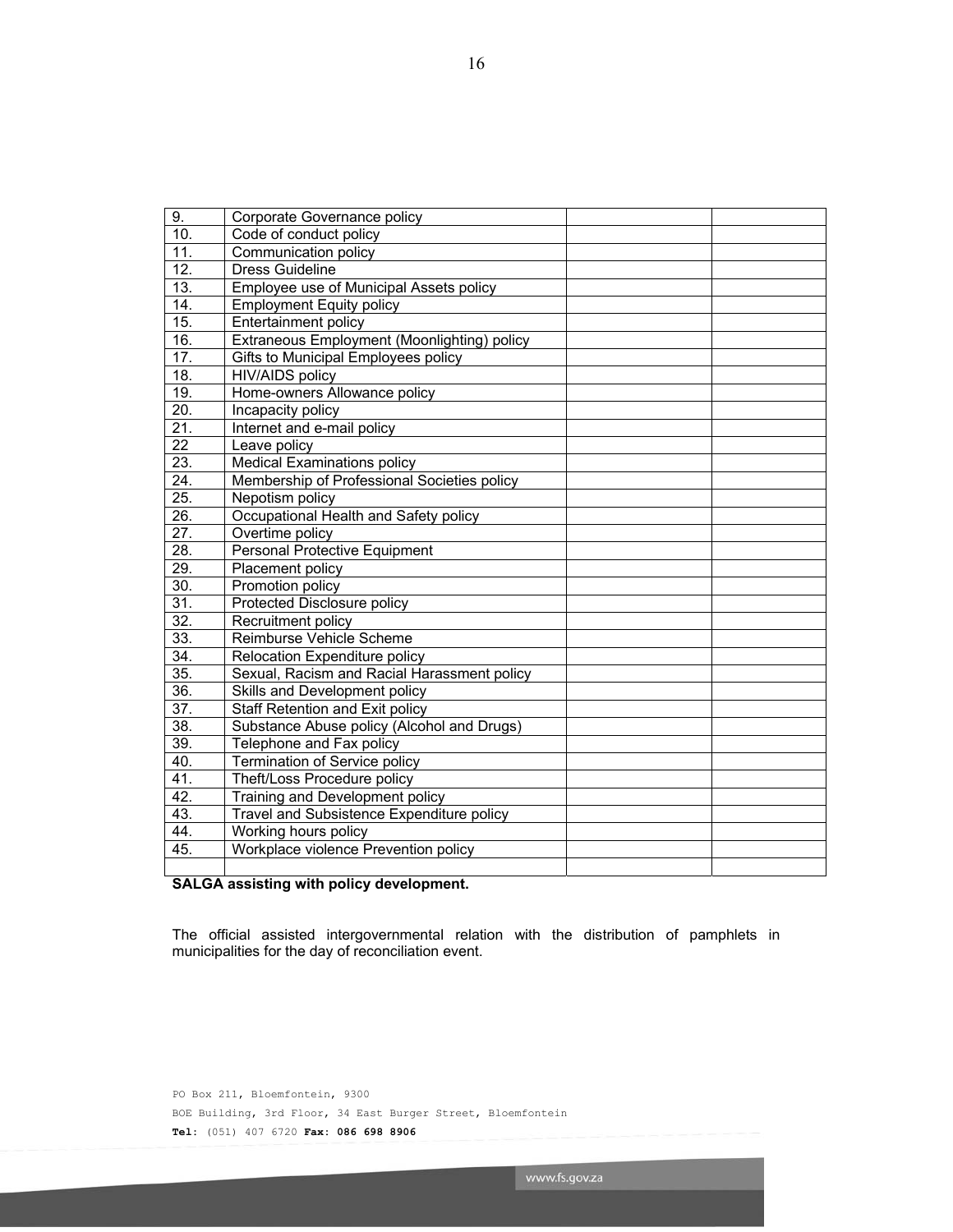| | | | |
|---|---|---|---|
| 9. | Corporate Governance policy | | |
| 10. | Code of conduct policy | | |
| 11. | Communication policy | | |
| 12. | Dress Guideline | | |
| 13. | Employee use of Municipal Assets policy | | |
| 14. | Employment Equity policy | | |
| 15. | Entertainment policy | | |
| 16. | Extraneous Employment (Moonlighting) policy | | |
| 17. | Gifts to Municipal Employees policy | | |
| 18. | HIV/AIDS policy | | |
| 19. | Home-owners Allowance policy | | |
| 20. | Incapacity policy | | |
| 21. | Internet and e-mail policy | | |
| 22 | Leave policy | | |
| 23. | Medical Examinations policy | | |
| 24. | Membership of Professional Societies policy | | |
| 25. | Nepotism policy | | |
| 26. | Occupational Health and Safety policy | | |
| 27. | Overtime policy | | |
| 28. | Personal Protective Equipment | | |
| 29. | Placement policy | | |
| 30. | Promotion policy | | |
| 31. | Protected Disclosure policy | | |
| 32. | Recruitment policy | | |
| 33. | Reimburse Vehicle Scheme | | |
| 34. | Relocation Expenditure policy | | |
| 35. | Sexual, Racism and Racial Harassment policy | | |
| 36. | Skills and Development policy | | |
| 37. | Staff Retention and Exit policy | | |
| 38. | Substance Abuse policy (Alcohol and Drugs) | | |
| 39. | Telephone and Fax policy | | |
| 40. | Termination of Service policy | | |
| 41. | Theft/Loss Procedure policy | | |
| 42. | Training and Development policy | | |
| 43. | Travel and Subsistence Expenditure policy | | |
| 44. | Working hours policy | | |
| 45. | Workplace violence Prevention policy | | |
| | | | |

**SALGA assisting with policy development.**

The official assisted intergovernmental relation with the distribution of pamphlets in municipalities for the day of reconciliation event.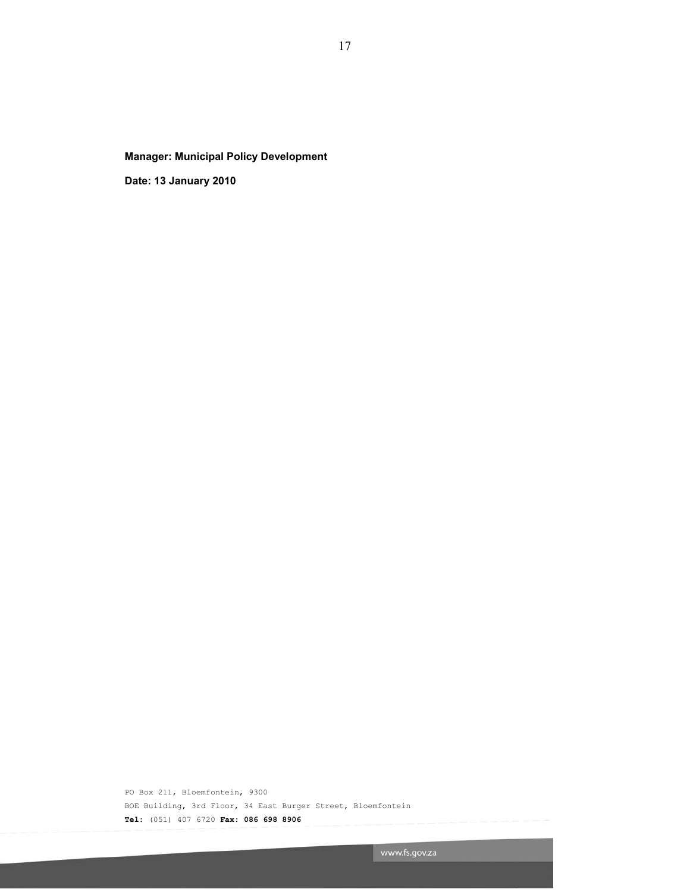**Manager: Municipal Policy Development**

**Date: 13 January 2010**

PO Box 211, Bloemfontein, 9300

BOE Building, 3rd Floor, 34 East Burger Street, Bloemfontein

**Tel**: (051) 407 6720 **Fax: 086 698 8906**

www.fs.gov.za